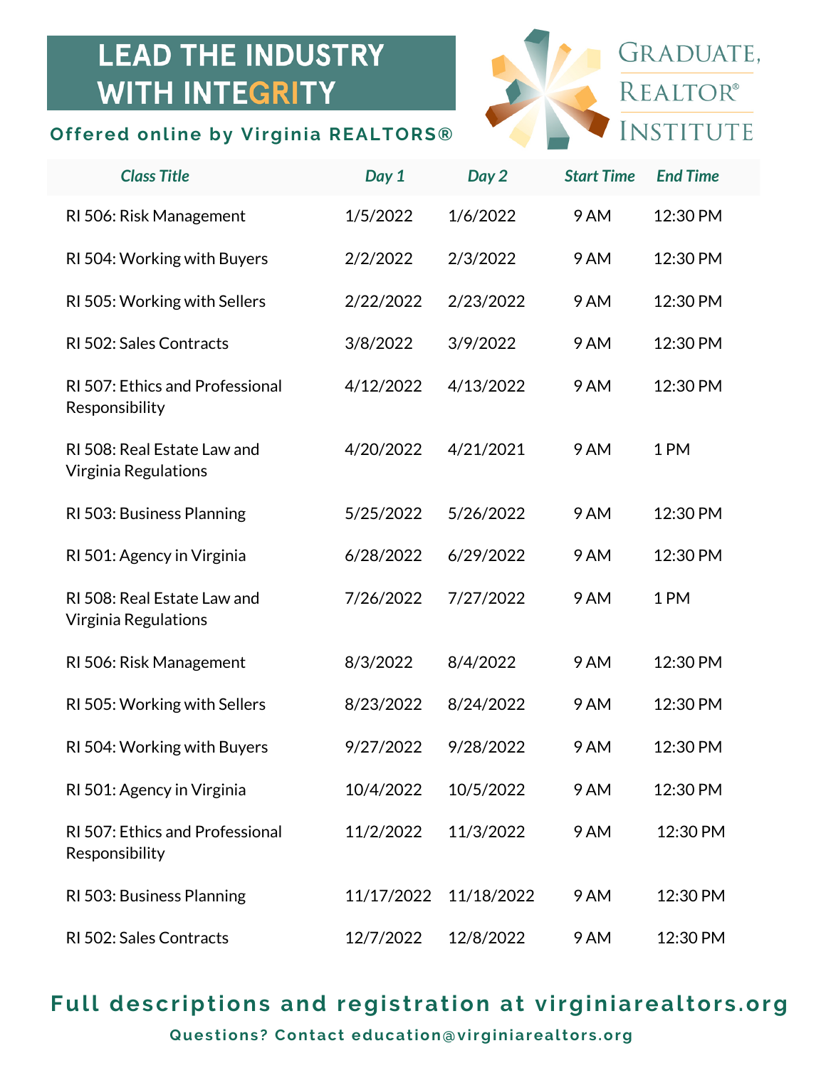# LEAD THE INDUSTRY WITH INTEGRITY

GRADUATE, REALTOR® INSTITUTE

**Offered online by Virginia REALTORS®**

| *Class Title* | *Day 1* | *Day 2* | *Start Time* | *End Time* |
|---|---|---|---|---|
| RI 506: Risk Management | 1/5/2022 | 1/6/2022 | 9 AM | 12:30 PM |
| RI 504: Working with Buyers | 2/2/2022 | 2/3/2022 | 9 AM | 12:30 PM |
| RI 505: Working with Sellers | 2/22/2022 | 2/23/2022 | 9 AM | 12:30 PM |
| RI 502: Sales Contracts | 3/8/2022 | 3/9/2022 | 9 AM | 12:30 PM |
| RI 507: Ethics and Professional Responsibility | 4/12/2022 | 4/13/2022 | 9 AM | 12:30 PM |
| RI 508: Real Estate Law and Virginia Regulations | 4/20/2022 | 4/21/2021 | 9 AM | 1 PM |
| RI 503: Business Planning | 5/25/2022 | 5/26/2022 | 9 AM | 12:30 PM |
| RI 501: Agency in Virginia | 6/28/2022 | 6/29/2022 | 9 AM | 12:30 PM |
| RI 508: Real Estate Law and Virginia Regulations | 7/26/2022 | 7/27/2022 | 9 AM | 1 PM |
| RI 506: Risk Management | 8/3/2022 | 8/4/2022 | 9 AM | 12:30 PM |
| RI 505: Working with Sellers | 8/23/2022 | 8/24/2022 | 9 AM | 12:30 PM |
| RI 504: Working with Buyers | 9/27/2022 | 9/28/2022 | 9 AM | 12:30 PM |
| RI 501: Agency in Virginia | 10/4/2022 | 10/5/2022 | 9 AM | 12:30 PM |
| RI 507: Ethics and Professional Responsibility | 11/2/2022 | 11/3/2022 | 9 AM | 12:30 PM |
| RI 503: Business Planning | 11/17/2022 | 11/18/2022 | 9 AM | 12:30 PM |
| RI 502: Sales Contracts | 12/7/2022 | 12/8/2022 | 9 AM | 12:30 PM |

**Full descriptions and registration at virginiarealtors.org**

**Questions? Contact education@virginiarealtors.org**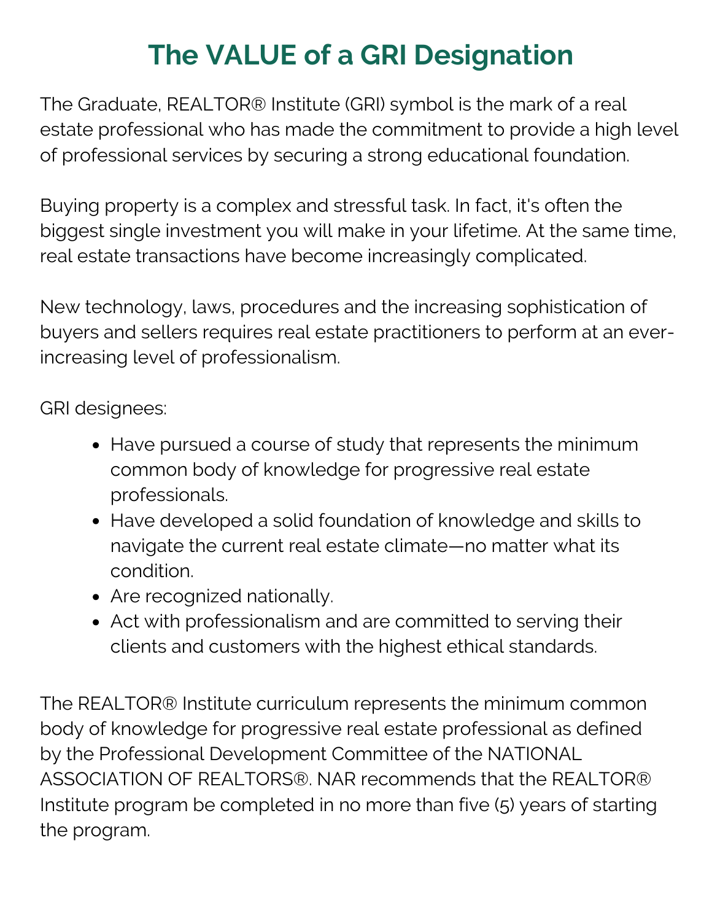# The VALUE of a GRI Designation

The Graduate, REALTOR® Institute (GRI) symbol is the mark of a real estate professional who has made the commitment to provide a high level of professional services by securing a strong educational foundation.

Buying property is a complex and stressful task. In fact, it's often the biggest single investment you will make in your lifetime. At the same time, real estate transactions have become increasingly complicated.

New technology, laws, procedures and the increasing sophistication of buyers and sellers requires real estate practitioners to perform at an ever-increasing level of professionalism.

GRI designees:

- Have pursued a course of study that represents the minimum common body of knowledge for progressive real estate professionals.
- Have developed a solid foundation of knowledge and skills to navigate the current real estate climate—no matter what its condition.
- Are recognized nationally.
- Act with professionalism and are committed to serving their clients and customers with the highest ethical standards.

The REALTOR® Institute curriculum represents the minimum common body of knowledge for progressive real estate professional as defined by the Professional Development Committee of the NATIONAL ASSOCIATION OF REALTORS®. NAR recommends that the REALTOR® Institute program be completed in no more than five (5) years of starting the program.